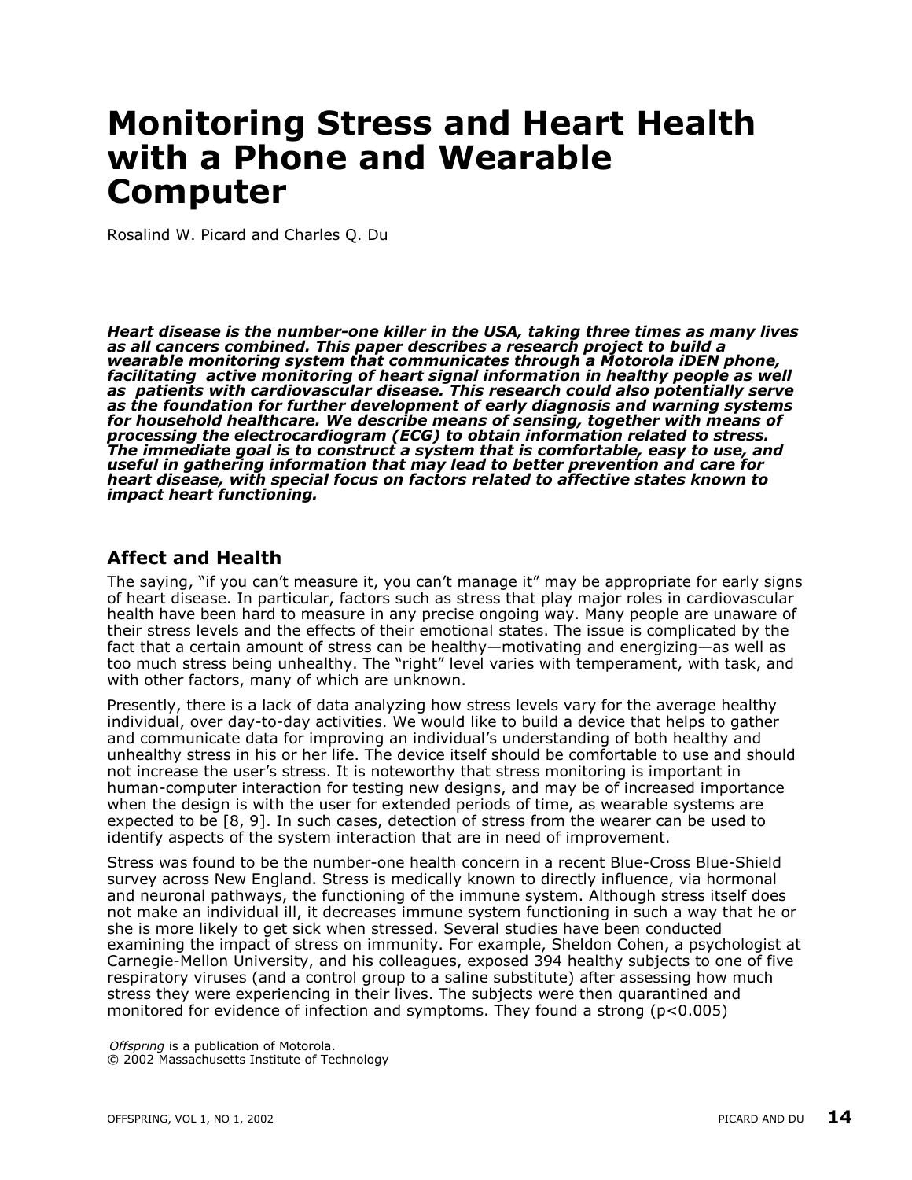# Monitoring Stress and Heart Health with a Phone and Wearable Computer

Rosalind W. Picard and Charles Q. Du

***Heart disease is the number-one killer in the USA, taking three times as many lives as all cancers combined. This paper describes a research project to build a wearable monitoring system that communicates through a Motorola iDEN phone, facilitating active monitoring of heart signal information in healthy people as well as patients with cardiovascular disease. This research could also potentially serve as the foundation for further development of early diagnosis and warning systems for household healthcare. We describe means of sensing, together with means of processing the electrocardiogram (ECG) to obtain information related to stress. The immediate goal is to construct a system that is comfortable, easy to use, and useful in gathering information that may lead to better prevention and care for heart disease, with special focus on factors related to affective states known to impact heart functioning.***

## Affect and Health

The saying, "if you can't measure it, you can't manage it" may be appropriate for early signs of heart disease. In particular, factors such as stress that play major roles in cardiovascular health have been hard to measure in any precise ongoing way. Many people are unaware of their stress levels and the effects of their emotional states. The issue is complicated by the fact that a certain amount of stress can be healthy—motivating and energizing—as well as too much stress being unhealthy. The "right" level varies with temperament, with task, and with other factors, many of which are unknown.

Presently, there is a lack of data analyzing how stress levels vary for the average healthy individual, over day-to-day activities. We would like to build a device that helps to gather and communicate data for improving an individual's understanding of both healthy and unhealthy stress in his or her life. The device itself should be comfortable to use and should not increase the user's stress. It is noteworthy that stress monitoring is important in human-computer interaction for testing new designs, and may be of increased importance when the design is with the user for extended periods of time, as wearable systems are expected to be [8, 9]. In such cases, detection of stress from the wearer can be used to identify aspects of the system interaction that are in need of improvement.

Stress was found to be the number-one health concern in a recent Blue-Cross Blue-Shield survey across New England. Stress is medically known to directly influence, via hormonal and neuronal pathways, the functioning of the immune system. Although stress itself does not make an individual ill, it decreases immune system functioning in such a way that he or she is more likely to get sick when stressed. Several studies have been conducted examining the impact of stress on immunity. For example, Sheldon Cohen, a psychologist at Carnegie-Mellon University, and his colleagues, exposed 394 healthy subjects to one of five respiratory viruses (and a control group to a saline substitute) after assessing how much stress they were experiencing in their lives. The subjects were then quarantined and monitored for evidence of infection and symptoms. They found a strong ($p<0.005$)

*Offspring* is a publication of Motorola.
© 2002 Massachusetts Institute of Technology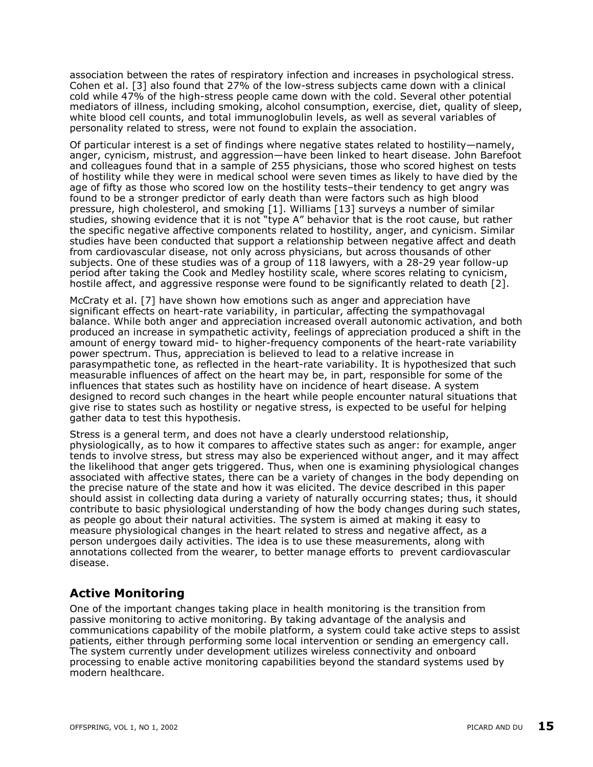association between the rates of respiratory infection and increases in psychological stress. Cohen et al. [3] also found that 27% of the low-stress subjects came down with a clinical cold while 47% of the high-stress people came down with the cold. Several other potential mediators of illness, including smoking, alcohol consumption, exercise, diet, quality of sleep, white blood cell counts, and total immunoglobulin levels, as well as several variables of personality related to stress, were not found to explain the association.

Of particular interest is a set of findings where negative states related to hostility—namely, anger, cynicism, mistrust, and aggression—have been linked to heart disease. John Barefoot and colleagues found that in a sample of 255 physicians, those who scored highest on tests of hostility while they were in medical school were seven times as likely to have died by the age of fifty as those who scored low on the hostility tests–their tendency to get angry was found to be a stronger predictor of early death than were factors such as high blood pressure, high cholesterol, and smoking [1]. Williams [13] surveys a number of similar studies, showing evidence that it is not "type A" behavior that is the root cause, but rather the specific negative affective components related to hostility, anger, and cynicism. Similar studies have been conducted that support a relationship between negative affect and death from cardiovascular disease, not only across physicians, but across thousands of other subjects. One of these studies was of a group of 118 lawyers, with a 28-29 year follow-up period after taking the Cook and Medley hostility scale, where scores relating to cynicism, hostile affect, and aggressive response were found to be significantly related to death [2].

McCraty et al. [7] have shown how emotions such as anger and appreciation have significant effects on heart-rate variability, in particular, affecting the sympathovagal balance. While both anger and appreciation increased overall autonomic activation, and both produced an increase in sympathetic activity, feelings of appreciation produced a shift in the amount of energy toward mid- to higher-frequency components of the heart-rate variability power spectrum. Thus, appreciation is believed to lead to a relative increase in parasympathetic tone, as reflected in the heart-rate variability. It is hypothesized that such measurable influences of affect on the heart may be, in part, responsible for some of the influences that states such as hostility have on incidence of heart disease. A system designed to record such changes in the heart while people encounter natural situations that give rise to states such as hostility or negative stress, is expected to be useful for helping gather data to test this hypothesis.

Stress is a general term, and does not have a clearly understood relationship, physiologically, as to how it compares to affective states such as anger: for example, anger tends to involve stress, but stress may also be experienced without anger, and it may affect the likelihood that anger gets triggered. Thus, when one is examining physiological changes associated with affective states, there can be a variety of changes in the body depending on the precise nature of the state and how it was elicited. The device described in this paper should assist in collecting data during a variety of naturally occurring states; thus, it should contribute to basic physiological understanding of how the body changes during such states, as people go about their natural activities. The system is aimed at making it easy to measure physiological changes in the heart related to stress and negative affect, as a person undergoes daily activities. The idea is to use these measurements, along with annotations collected from the wearer, to better manage efforts to prevent cardiovascular disease.

## Active Monitoring

One of the important changes taking place in health monitoring is the transition from passive monitoring to active monitoring. By taking advantage of the analysis and communications capability of the mobile platform, a system could take active steps to assist patients, either through performing some local intervention or sending an emergency call. The system currently under development utilizes wireless connectivity and onboard processing to enable active monitoring capabilities beyond the standard systems used by modern healthcare.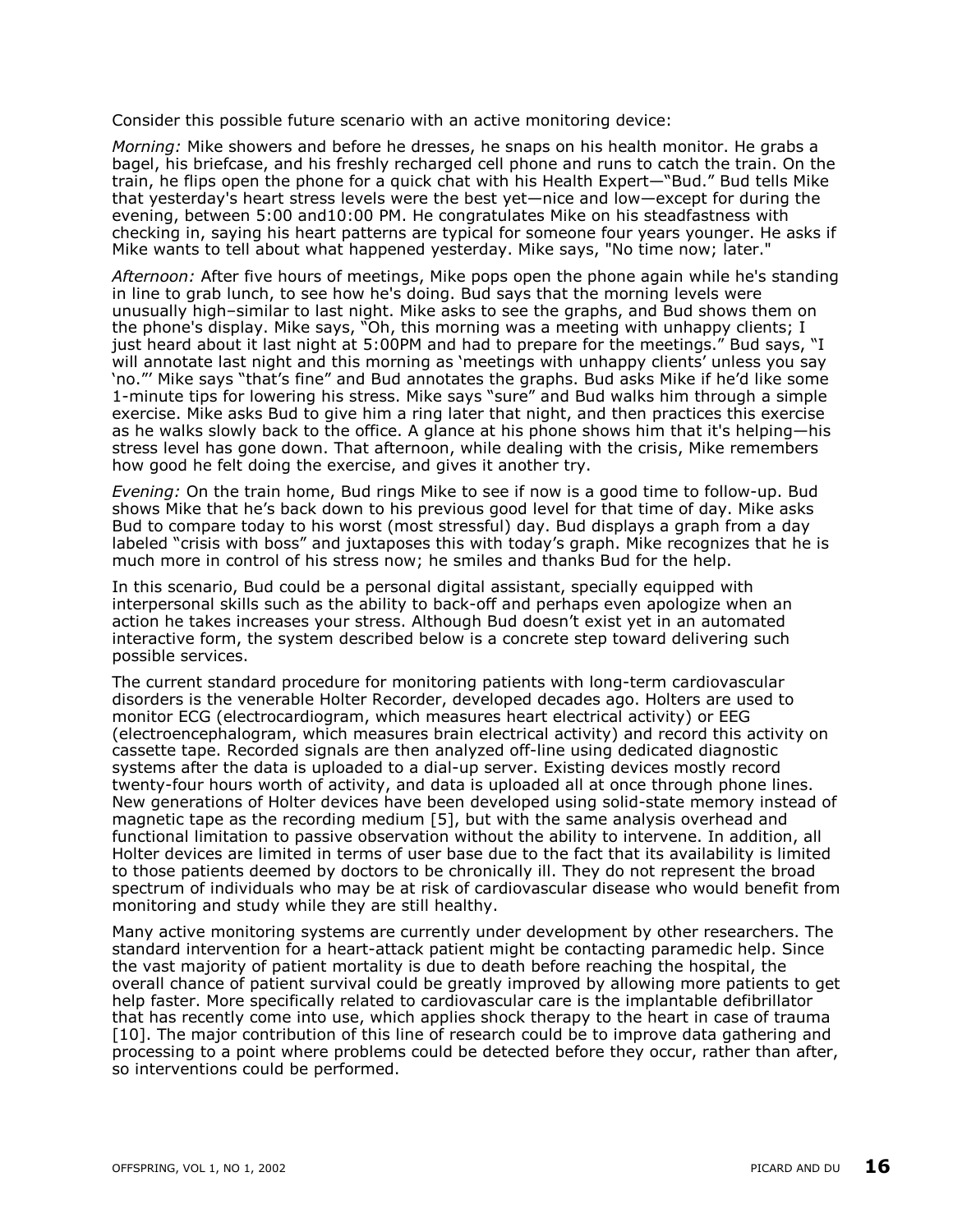Consider this possible future scenario with an active monitoring device:

*Morning:* Mike showers and before he dresses, he snaps on his health monitor. He grabs a bagel, his briefcase, and his freshly recharged cell phone and runs to catch the train. On the train, he flips open the phone for a quick chat with his Health Expert—"Bud." Bud tells Mike that yesterday's heart stress levels were the best yet—nice and low—except for during the evening, between 5:00 and10:00 PM. He congratulates Mike on his steadfastness with checking in, saying his heart patterns are typical for someone four years younger. He asks if Mike wants to tell about what happened yesterday. Mike says, "No time now; later."

*Afternoon:* After five hours of meetings, Mike pops open the phone again while he's standing in line to grab lunch, to see how he's doing. Bud says that the morning levels were unusually high–similar to last night. Mike asks to see the graphs, and Bud shows them on the phone's display. Mike says, "Oh, this morning was a meeting with unhappy clients; I just heard about it last night at 5:00PM and had to prepare for the meetings." Bud says, "I will annotate last night and this morning as 'meetings with unhappy clients' unless you say 'no.'" Mike says "that's fine" and Bud annotates the graphs. Bud asks Mike if he'd like some 1-minute tips for lowering his stress. Mike says "sure" and Bud walks him through a simple exercise. Mike asks Bud to give him a ring later that night, and then practices this exercise as he walks slowly back to the office. A glance at his phone shows him that it's helping—his stress level has gone down. That afternoon, while dealing with the crisis, Mike remembers how good he felt doing the exercise, and gives it another try.

*Evening:* On the train home, Bud rings Mike to see if now is a good time to follow-up. Bud shows Mike that he's back down to his previous good level for that time of day. Mike asks Bud to compare today to his worst (most stressful) day. Bud displays a graph from a day labeled "crisis with boss" and juxtaposes this with today's graph. Mike recognizes that he is much more in control of his stress now; he smiles and thanks Bud for the help.

In this scenario, Bud could be a personal digital assistant, specially equipped with interpersonal skills such as the ability to back-off and perhaps even apologize when an action he takes increases your stress. Although Bud doesn't exist yet in an automated interactive form, the system described below is a concrete step toward delivering such possible services.

The current standard procedure for monitoring patients with long-term cardiovascular disorders is the venerable Holter Recorder, developed decades ago. Holters are used to monitor ECG (electrocardiogram, which measures heart electrical activity) or EEG (electroencephalogram, which measures brain electrical activity) and record this activity on cassette tape. Recorded signals are then analyzed off-line using dedicated diagnostic systems after the data is uploaded to a dial-up server. Existing devices mostly record twenty-four hours worth of activity, and data is uploaded all at once through phone lines. New generations of Holter devices have been developed using solid-state memory instead of magnetic tape as the recording medium [5], but with the same analysis overhead and functional limitation to passive observation without the ability to intervene. In addition, all Holter devices are limited in terms of user base due to the fact that its availability is limited to those patients deemed by doctors to be chronically ill. They do not represent the broad spectrum of individuals who may be at risk of cardiovascular disease who would benefit from monitoring and study while they are still healthy.

Many active monitoring systems are currently under development by other researchers. The standard intervention for a heart-attack patient might be contacting paramedic help. Since the vast majority of patient mortality is due to death before reaching the hospital, the overall chance of patient survival could be greatly improved by allowing more patients to get help faster. More specifically related to cardiovascular care is the implantable defibrillator that has recently come into use, which applies shock therapy to the heart in case of trauma [10]. The major contribution of this line of research could be to improve data gathering and processing to a point where problems could be detected before they occur, rather than after, so interventions could be performed.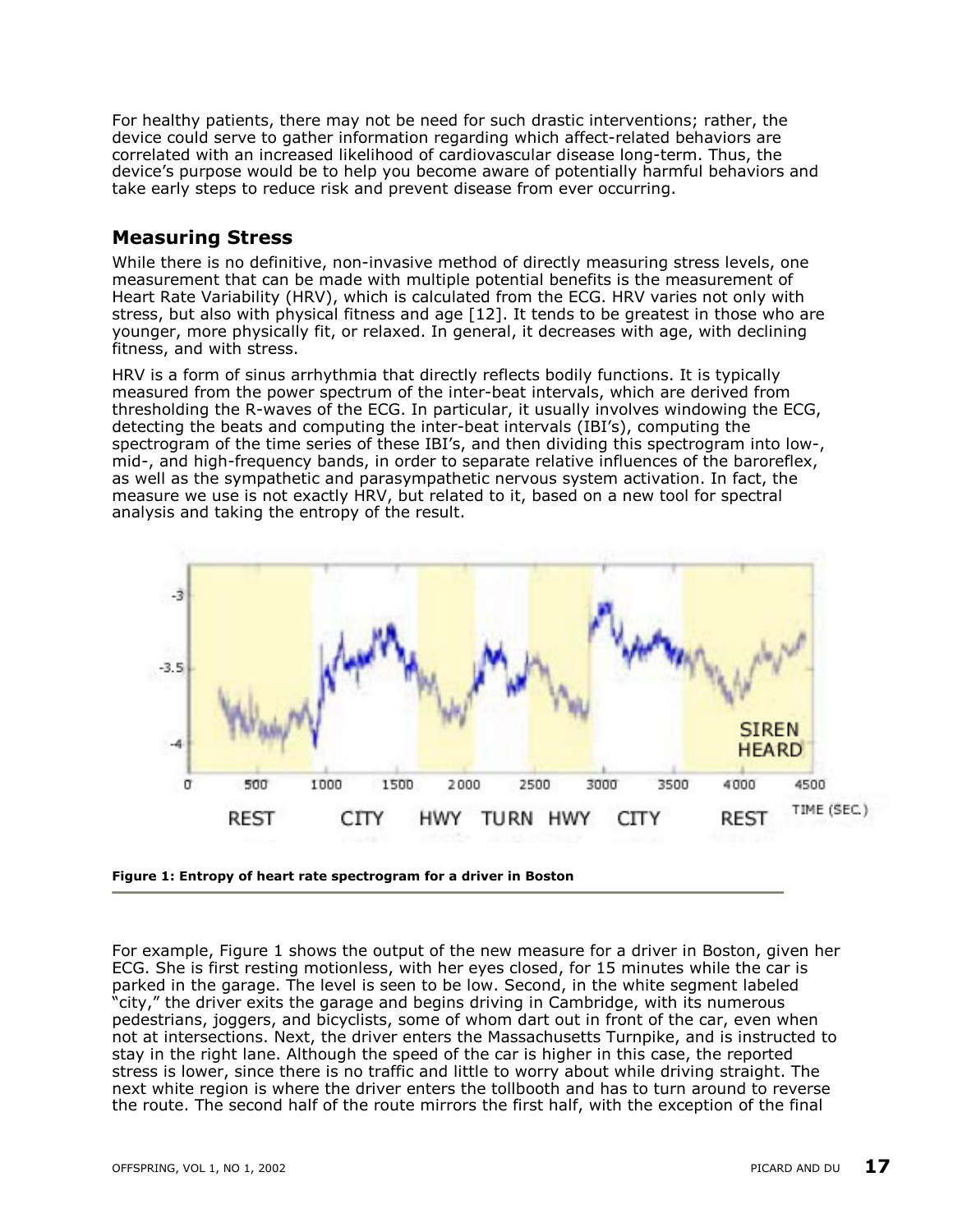For healthy patients, there may not be need for such drastic interventions; rather, the device could serve to gather information regarding which affect-related behaviors are correlated with an increased likelihood of cardiovascular disease long-term. Thus, the device's purpose would be to help you become aware of potentially harmful behaviors and take early steps to reduce risk and prevent disease from ever occurring.

## Measuring Stress

While there is no definitive, non-invasive method of directly measuring stress levels, one measurement that can be made with multiple potential benefits is the measurement of Heart Rate Variability (HRV), which is calculated from the ECG. HRV varies not only with stress, but also with physical fitness and age [12]. It tends to be greatest in those who are younger, more physically fit, or relaxed. In general, it decreases with age, with declining fitness, and with stress.

HRV is a form of sinus arrhythmia that directly reflects bodily functions. It is typically measured from the power spectrum of the inter-beat intervals, which are derived from thresholding the R-waves of the ECG. In particular, it usually involves windowing the ECG, detecting the beats and computing the inter-beat intervals (IBI's), computing the spectrogram of the time series of these IBI's, and then dividing this spectrogram into low-, mid-, and high-frequency bands, in order to separate relative influences of the baroreflex, as well as the sympathetic and parasympathetic nervous system activation. In fact, the measure we use is not exactly HRV, but related to it, based on a new tool for spectral analysis and taking the entropy of the result.

**Figure 1: Entropy of heart rate spectrogram for a driver in Boston**

For example, Figure 1 shows the output of the new measure for a driver in Boston, given her ECG. She is first resting motionless, with her eyes closed, for 15 minutes while the car is parked in the garage. The level is seen to be low. Second, in the white segment labeled "city," the driver exits the garage and begins driving in Cambridge, with its numerous pedestrians, joggers, and bicyclists, some of whom dart out in front of the car, even when not at intersections. Next, the driver enters the Massachusetts Turnpike, and is instructed to stay in the right lane. Although the speed of the car is higher in this case, the reported stress is lower, since there is no traffic and little to worry about while driving straight. The next white region is where the driver enters the tollbooth and has to turn around to reverse the route. The second half of the route mirrors the first half, with the exception of the final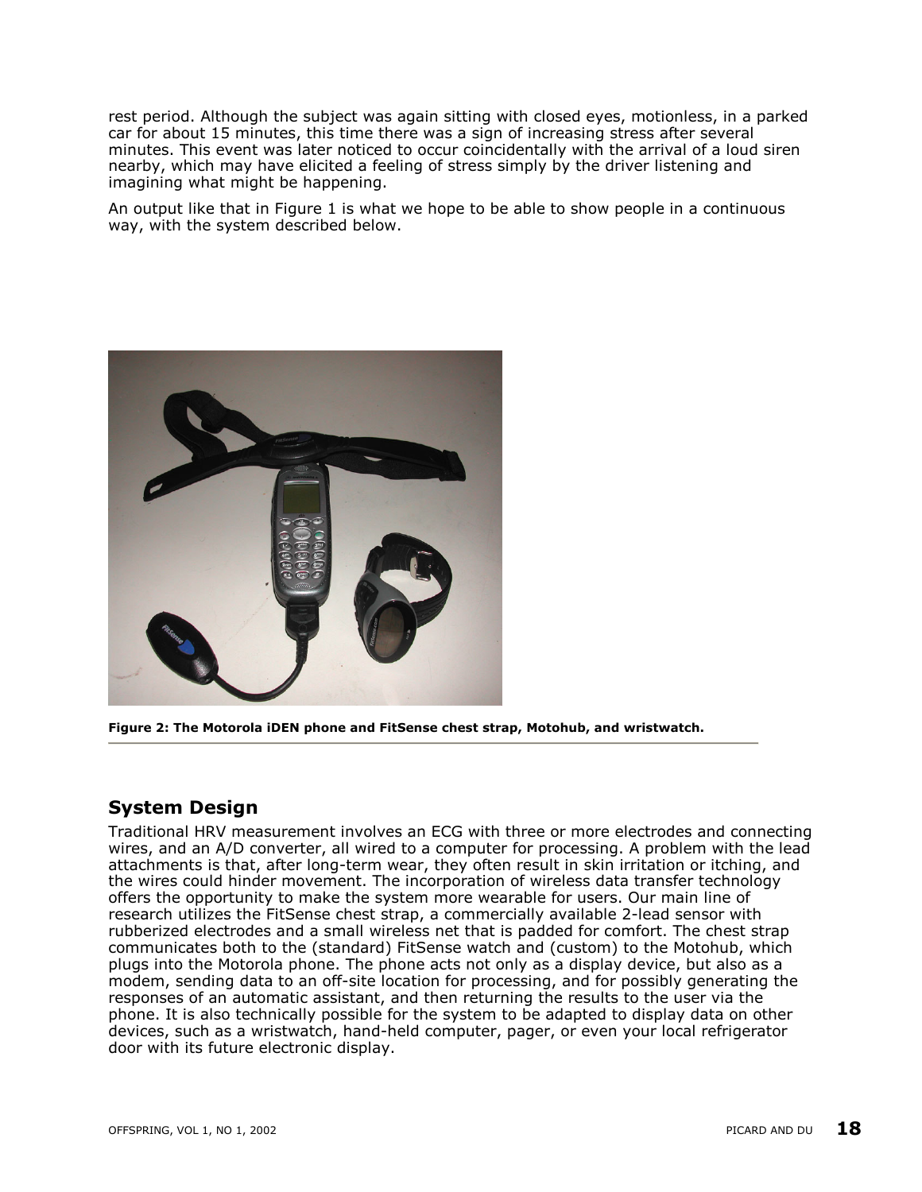rest period. Although the subject was again sitting with closed eyes, motionless, in a parked car for about 15 minutes, this time there was a sign of increasing stress after several minutes. This event was later noticed to occur coincidentally with the arrival of a loud siren nearby, which may have elicited a feeling of stress simply by the driver listening and imagining what might be happening.

An output like that in Figure 1 is what we hope to be able to show people in a continuous way, with the system described below.

**Figure 2: The Motorola iDEN phone and FitSense chest strap, Motohub, and wristwatch.**

## System Design

Traditional HRV measurement involves an ECG with three or more electrodes and connecting wires, and an A/D converter, all wired to a computer for processing. A problem with the lead attachments is that, after long-term wear, they often result in skin irritation or itching, and the wires could hinder movement. The incorporation of wireless data transfer technology offers the opportunity to make the system more wearable for users. Our main line of research utilizes the FitSense chest strap, a commercially available 2-lead sensor with rubberized electrodes and a small wireless net that is padded for comfort. The chest strap communicates both to the (standard) FitSense watch and (custom) to the Motohub, which plugs into the Motorola phone. The phone acts not only as a display device, but also as a modem, sending data to an off-site location for processing, and for possibly generating the responses of an automatic assistant, and then returning the results to the user via the phone. It is also technically possible for the system to be adapted to display data on other devices, such as a wristwatch, hand-held computer, pager, or even your local refrigerator door with its future electronic display.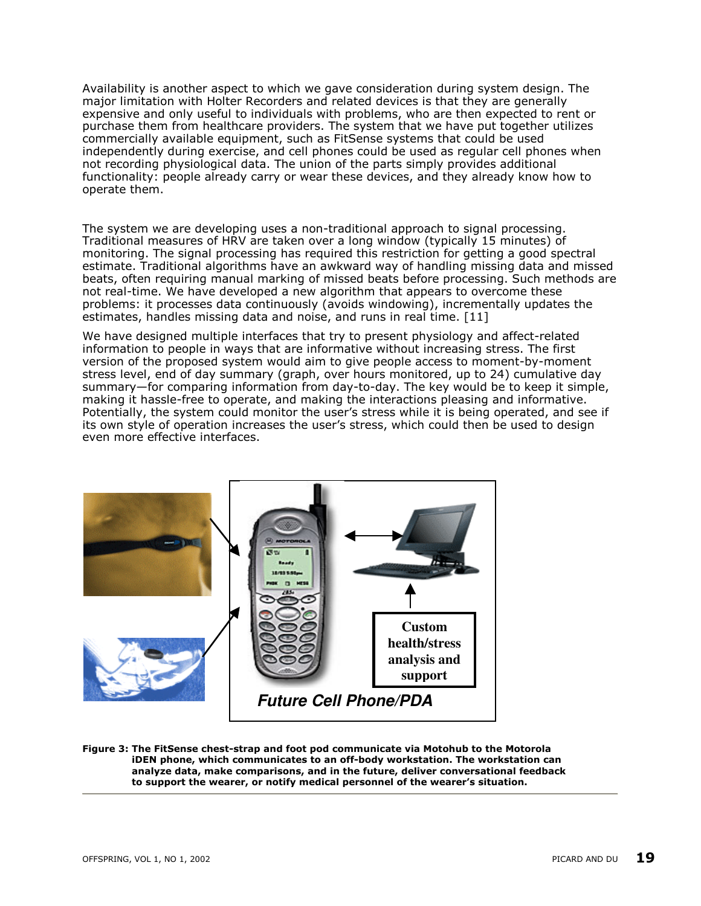Availability is another aspect to which we gave consideration during system design. The major limitation with Holter Recorders and related devices is that they are generally expensive and only useful to individuals with problems, who are then expected to rent or purchase them from healthcare providers. The system that we have put together utilizes commercially available equipment, such as FitSense systems that could be used independently during exercise, and cell phones could be used as regular cell phones when not recording physiological data. The union of the parts simply provides additional functionality: people already carry or wear these devices, and they already know how to operate them.

The system we are developing uses a non-traditional approach to signal processing. Traditional measures of HRV are taken over a long window (typically 15 minutes) of monitoring. The signal processing has required this restriction for getting a good spectral estimate. Traditional algorithms have an awkward way of handling missing data and missed beats, often requiring manual marking of missed beats before processing. Such methods are not real-time. We have developed a new algorithm that appears to overcome these problems: it processes data continuously (avoids windowing), incrementally updates the estimates, handles missing data and noise, and runs in real time. [11]

We have designed multiple interfaces that try to present physiology and affect-related information to people in ways that are informative without increasing stress. The first version of the proposed system would aim to give people access to moment-by-moment stress level, end of day summary (graph, over hours monitored, up to 24) cumulative day summary—for comparing information from day-to-day. The key would be to keep it simple, making it hassle-free to operate, and making the interactions pleasing and informative. Potentially, the system could monitor the user's stress while it is being operated, and see if its own style of operation increases the user's stress, which could then be used to design even more effective interfaces.

**Figure 3: The FitSense chest-strap and foot pod communicate via Motohub to the Motorola iDEN phone, which communicates to an off-body workstation. The workstation can analyze data, make comparisons, and in the future, deliver conversational feedback to support the wearer, or notify medical personnel of the wearer's situation.**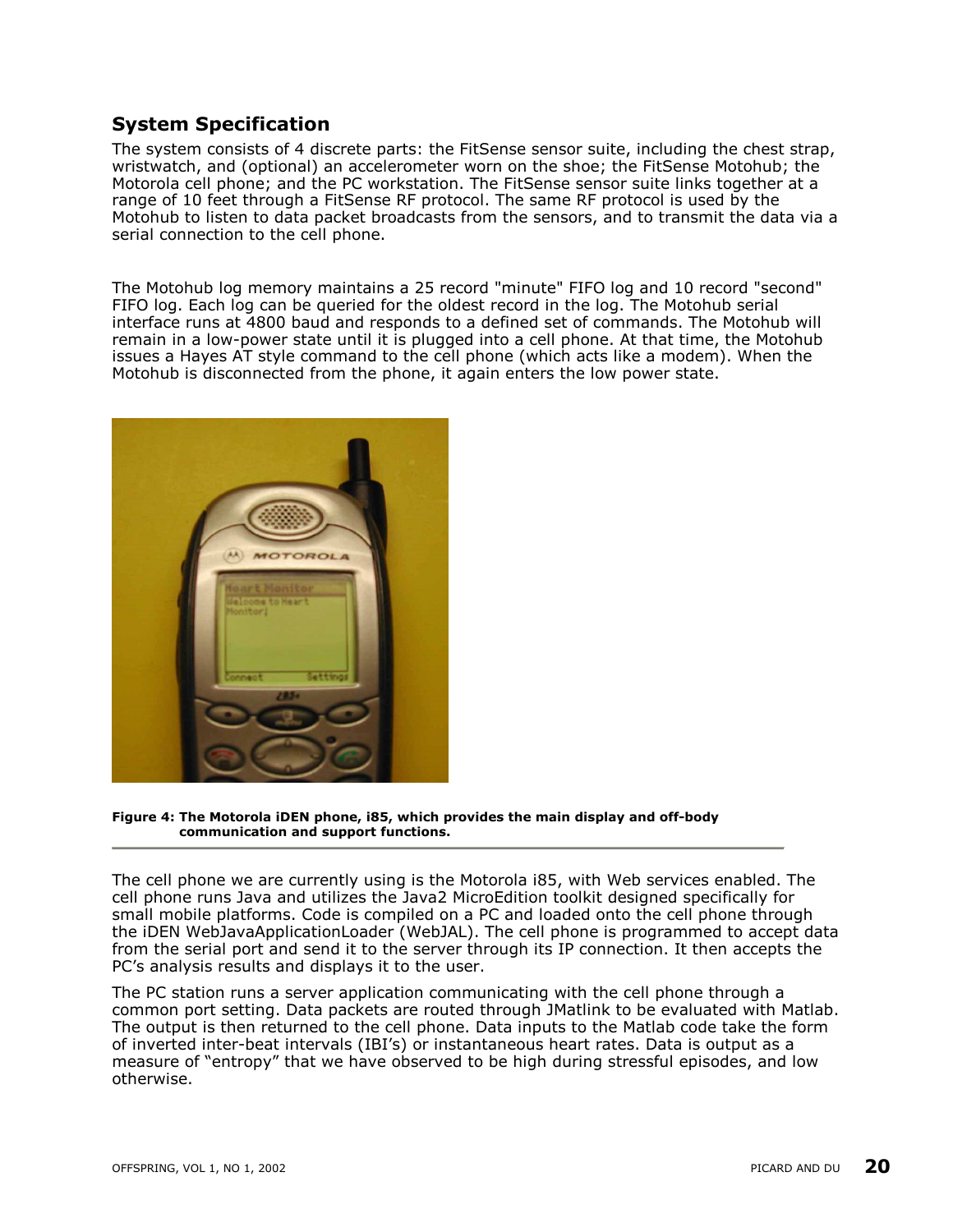## System Specification

The system consists of 4 discrete parts: the FitSense sensor suite, including the chest strap, wristwatch, and (optional) an accelerometer worn on the shoe; the FitSense Motohub; the Motorola cell phone; and the PC workstation. The FitSense sensor suite links together at a range of 10 feet through a FitSense RF protocol. The same RF protocol is used by the Motohub to listen to data packet broadcasts from the sensors, and to transmit the data via a serial connection to the cell phone.

The Motohub log memory maintains a 25 record "minute" FIFO log and 10 record "second" FIFO log. Each log can be queried for the oldest record in the log. The Motohub serial interface runs at 4800 baud and responds to a defined set of commands. The Motohub will remain in a low-power state until it is plugged into a cell phone. At that time, the Motohub issues a Hayes AT style command to the cell phone (which acts like a modem). When the Motohub is disconnected from the phone, it again enters the low power state.

**Figure 4: The Motorola iDEN phone, i85, which provides the main display and off-body communication and support functions.**

The cell phone we are currently using is the Motorola i85, with Web services enabled. The cell phone runs Java and utilizes the Java2 MicroEdition toolkit designed specifically for small mobile platforms. Code is compiled on a PC and loaded onto the cell phone through the iDEN WebJavaApplicationLoader (WebJAL). The cell phone is programmed to accept data from the serial port and send it to the server through its IP connection. It then accepts the PC's analysis results and displays it to the user.

The PC station runs a server application communicating with the cell phone through a common port setting. Data packets are routed through JMatlink to be evaluated with Matlab. The output is then returned to the cell phone. Data inputs to the Matlab code take the form of inverted inter-beat intervals (IBI's) or instantaneous heart rates. Data is output as a measure of "entropy" that we have observed to be high during stressful episodes, and low otherwise.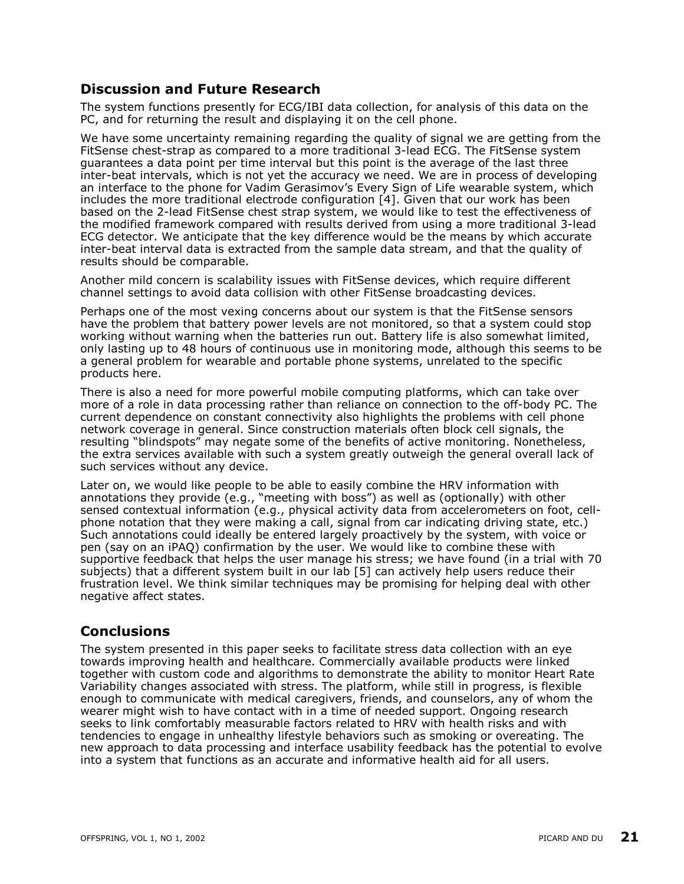## Discussion and Future Research

The system functions presently for ECG/IBI data collection, for analysis of this data on the PC, and for returning the result and displaying it on the cell phone.

We have some uncertainty remaining regarding the quality of signal we are getting from the FitSense chest-strap as compared to a more traditional 3-lead ECG. The FitSense system guarantees a data point per time interval but this point is the average of the last three inter-beat intervals, which is not yet the accuracy we need. We are in process of developing an interface to the phone for Vadim Gerasimov's Every Sign of Life wearable system, which includes the more traditional electrode configuration [4]. Given that our work has been based on the 2-lead FitSense chest strap system, we would like to test the effectiveness of the modified framework compared with results derived from using a more traditional 3-lead ECG detector. We anticipate that the key difference would be the means by which accurate inter-beat interval data is extracted from the sample data stream, and that the quality of results should be comparable.

Another mild concern is scalability issues with FitSense devices, which require different channel settings to avoid data collision with other FitSense broadcasting devices.

Perhaps one of the most vexing concerns about our system is that the FitSense sensors have the problem that battery power levels are not monitored, so that a system could stop working without warning when the batteries run out. Battery life is also somewhat limited, only lasting up to 48 hours of continuous use in monitoring mode, although this seems to be a general problem for wearable and portable phone systems, unrelated to the specific products here.

There is also a need for more powerful mobile computing platforms, which can take over more of a role in data processing rather than reliance on connection to the off-body PC. The current dependence on constant connectivity also highlights the problems with cell phone network coverage in general. Since construction materials often block cell signals, the resulting "blindspots" may negate some of the benefits of active monitoring. Nonetheless, the extra services available with such a system greatly outweigh the general overall lack of such services without any device.

Later on, we would like people to be able to easily combine the HRV information with annotations they provide (e.g., "meeting with boss") as well as (optionally) with other sensed contextual information (e.g., physical activity data from accelerometers on foot, cell-phone notation that they were making a call, signal from car indicating driving state, etc.) Such annotations could ideally be entered largely proactively by the system, with voice or pen (say on an iPAQ) confirmation by the user. We would like to combine these with supportive feedback that helps the user manage his stress; we have found (in a trial with 70 subjects) that a different system built in our lab [5] can actively help users reduce their frustration level. We think similar techniques may be promising for helping deal with other negative affect states.

## Conclusions

The system presented in this paper seeks to facilitate stress data collection with an eye towards improving health and healthcare. Commercially available products were linked together with custom code and algorithms to demonstrate the ability to monitor Heart Rate Variability changes associated with stress. The platform, while still in progress, is flexible enough to communicate with medical caregivers, friends, and counselors, any of whom the wearer might wish to have contact with in a time of needed support. Ongoing research seeks to link comfortably measurable factors related to HRV with health risks and with tendencies to engage in unhealthy lifestyle behaviors such as smoking or overeating. The new approach to data processing and interface usability feedback has the potential to evolve into a system that functions as an accurate and informative health aid for all users.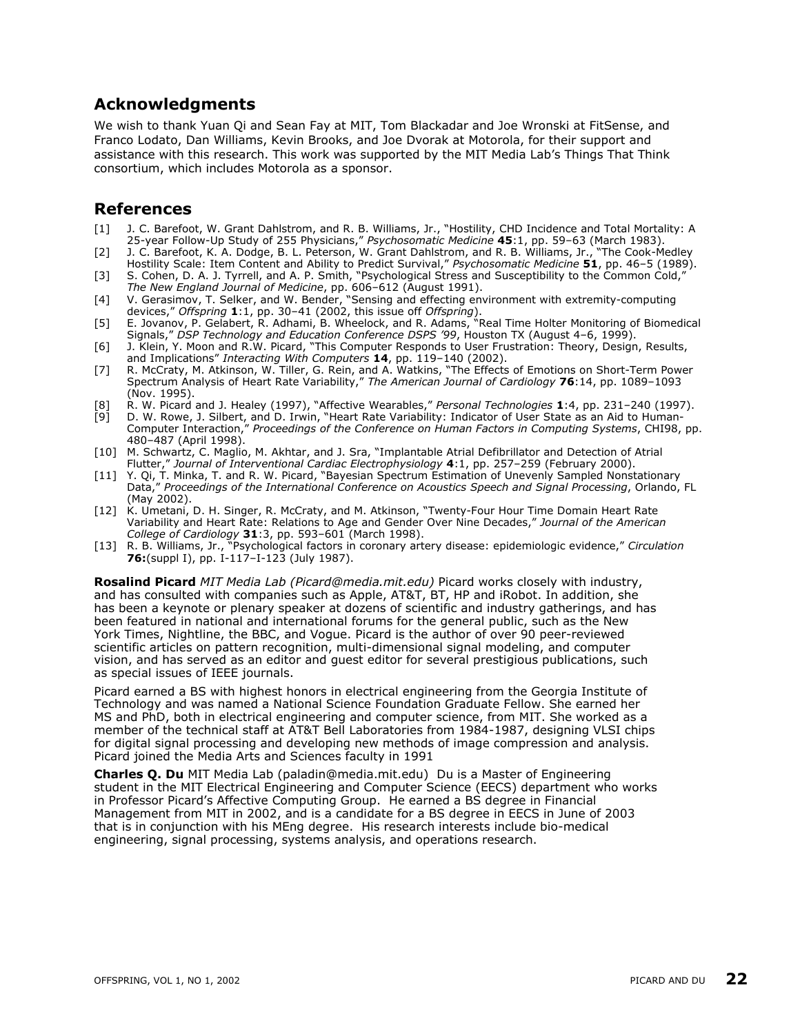## Acknowledgments

We wish to thank Yuan Qi and Sean Fay at MIT, Tom Blackadar and Joe Wronski at FitSense, and Franco Lodato, Dan Williams, Kevin Brooks, and Joe Dvorak at Motorola, for their support and assistance with this research. This work was supported by the MIT Media Lab's Things That Think consortium, which includes Motorola as a sponsor.

## References

[1] J. C. Barefoot, W. Grant Dahlstrom, and R. B. Williams, Jr., "Hostility, CHD Incidence and Total Mortality: A 25-year Follow-Up Study of 255 Physicians," *Psychosomatic Medicine* **45**:1, pp. 59–63 (March 1983).

[2] J. C. Barefoot, K. A. Dodge, B. L. Peterson, W. Grant Dahlstrom, and R. B. Williams, Jr., "The Cook-Medley Hostility Scale: Item Content and Ability to Predict Survival," *Psychosomatic Medicine* **51**, pp. 46–5 (1989).

[3] S. Cohen, D. A. J. Tyrrell, and A. P. Smith, "Psychological Stress and Susceptibility to the Common Cold," *The New England Journal of Medicine*, pp. 606–612 (August 1991).

[4] V. Gerasimov, T. Selker, and W. Bender, "Sensing and effecting environment with extremity-computing devices," *Offspring* **1**:1, pp. 30–41 (2002, this issue off *Offspring*).

[5] E. Jovanov, P. Gelabert, R. Adhami, B. Wheelock, and R. Adams, "Real Time Holter Monitoring of Biomedical Signals," *DSP Technology and Education Conference DSPS '99*, Houston TX (August 4–6, 1999).

[6] J. Klein, Y. Moon and R.W. Picard, "This Computer Responds to User Frustration: Theory, Design, Results, and Implications" *Interacting With Computers* **14**, pp. 119–140 (2002).

[7] R. McCraty, M. Atkinson, W. Tiller, G. Rein, and A. Watkins, "The Effects of Emotions on Short-Term Power Spectrum Analysis of Heart Rate Variability," *The American Journal of Cardiology* **76**:14, pp. 1089–1093 (Nov. 1995).

[8] R. W. Picard and J. Healey (1997), "Affective Wearables," *Personal Technologies* **1**:4, pp. 231–240 (1997).

[9] D. W. Rowe, J. Silbert, and D. Irwin, "Heart Rate Variability: Indicator of User State as an Aid to Human-Computer Interaction," *Proceedings of the Conference on Human Factors in Computing Systems*, CHI98, pp. 480–487 (April 1998).

[10] M. Schwartz, C. Maglio, M. Akhtar, and J. Sra, "Implantable Atrial Defibrillator and Detection of Atrial Flutter," *Journal of Interventional Cardiac Electrophysiology* **4**:1, pp. 257–259 (February 2000).

[11] Y. Qi, T. Minka, T. and R. W. Picard, "Bayesian Spectrum Estimation of Unevenly Sampled Nonstationary Data," *Proceedings of the International Conference on Acoustics Speech and Signal Processing*, Orlando, FL (May 2002).

[12] K. Umetani, D. H. Singer, R. McCraty, and M. Atkinson, "Twenty-Four Hour Time Domain Heart Rate Variability and Heart Rate: Relations to Age and Gender Over Nine Decades," *Journal of the American College of Cardiology* **31**:3, pp. 593–601 (March 1998).

[13] R. B. Williams, Jr., "Psychological factors in coronary artery disease: epidemiologic evidence," *Circulation* **76:**(suppl I), pp. I-117–I-123 (July 1987).

**Rosalind Picard** *MIT Media Lab (Picard@media.mit.edu)* Picard works closely with industry, and has consulted with companies such as Apple, AT&T, BT, HP and iRobot. In addition, she has been a keynote or plenary speaker at dozens of scientific and industry gatherings, and has been featured in national and international forums for the general public, such as the New York Times, Nightline, the BBC, and Vogue. Picard is the author of over 90 peer-reviewed scientific articles on pattern recognition, multi-dimensional signal modeling, and computer vision, and has served as an editor and guest editor for several prestigious publications, such as special issues of IEEE journals.

Picard earned a BS with highest honors in electrical engineering from the Georgia Institute of Technology and was named a National Science Foundation Graduate Fellow. She earned her MS and PhD, both in electrical engineering and computer science, from MIT. She worked as a member of the technical staff at AT&T Bell Laboratories from 1984-1987, designing VLSI chips for digital signal processing and developing new methods of image compression and analysis. Picard joined the Media Arts and Sciences faculty in 1991

**Charles Q. Du** MIT Media Lab (paladin@media.mit.edu) Du is a Master of Engineering student in the MIT Electrical Engineering and Computer Science (EECS) department who works in Professor Picard's Affective Computing Group. He earned a BS degree in Financial Management from MIT in 2002, and is a candidate for a BS degree in EECS in June of 2003 that is in conjunction with his MEng degree. His research interests include bio-medical engineering, signal processing, systems analysis, and operations research.